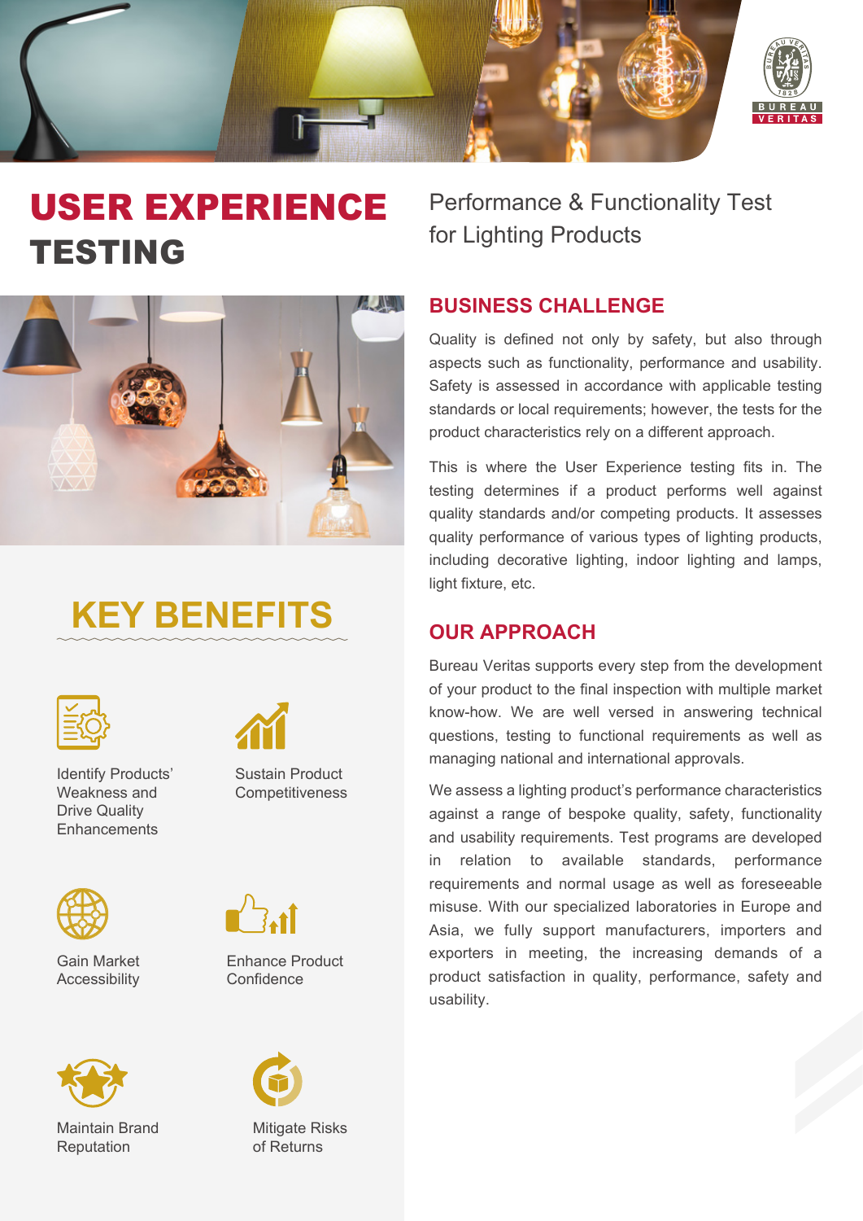# USER EXPERIENCE TESTING

Performance & Functionality Test for Lighting Products

## KEY BENEFITS

- Identify Products' Weakness and Drive Quality Enhancements
- Sustain Product Competitiveness
- Gain Market Accessibility
- Enhance Product Confidence
- Maintain Brand Reputation
- Mitigate Risks of Returns

## BUSINESS CHALLENGE

Quality is defined not only by safety, but also through aspects such as functionality, performance and usability. Safety is assessed in accordance with applicable testing standards or local requirements; however, the tests for the product characteristics rely on a different approach.

This is where the User Experience testing fits in. The testing determines if a product performs well against quality standards and/or competing products. It assesses quality performance of various types of lighting products, including decorative lighting, indoor lighting and lamps, light fixture, etc.

## OUR APPROACH

Bureau Veritas supports every step from the development of your product to the final inspection with multiple market know-how. We are well versed in answering technical questions, testing to functional requirements as well as managing national and international approvals.

We assess a lighting product's performance characteristics against a range of bespoke quality, safety, functionality and usability requirements. Test programs are developed in relation to available standards, performance requirements and normal usage as well as foreseeable misuse. With our specialized laboratories in Europe and Asia, we fully support manufacturers, importers and exporters in meeting, the increasing demands of a product satisfaction in quality, performance, safety and usability.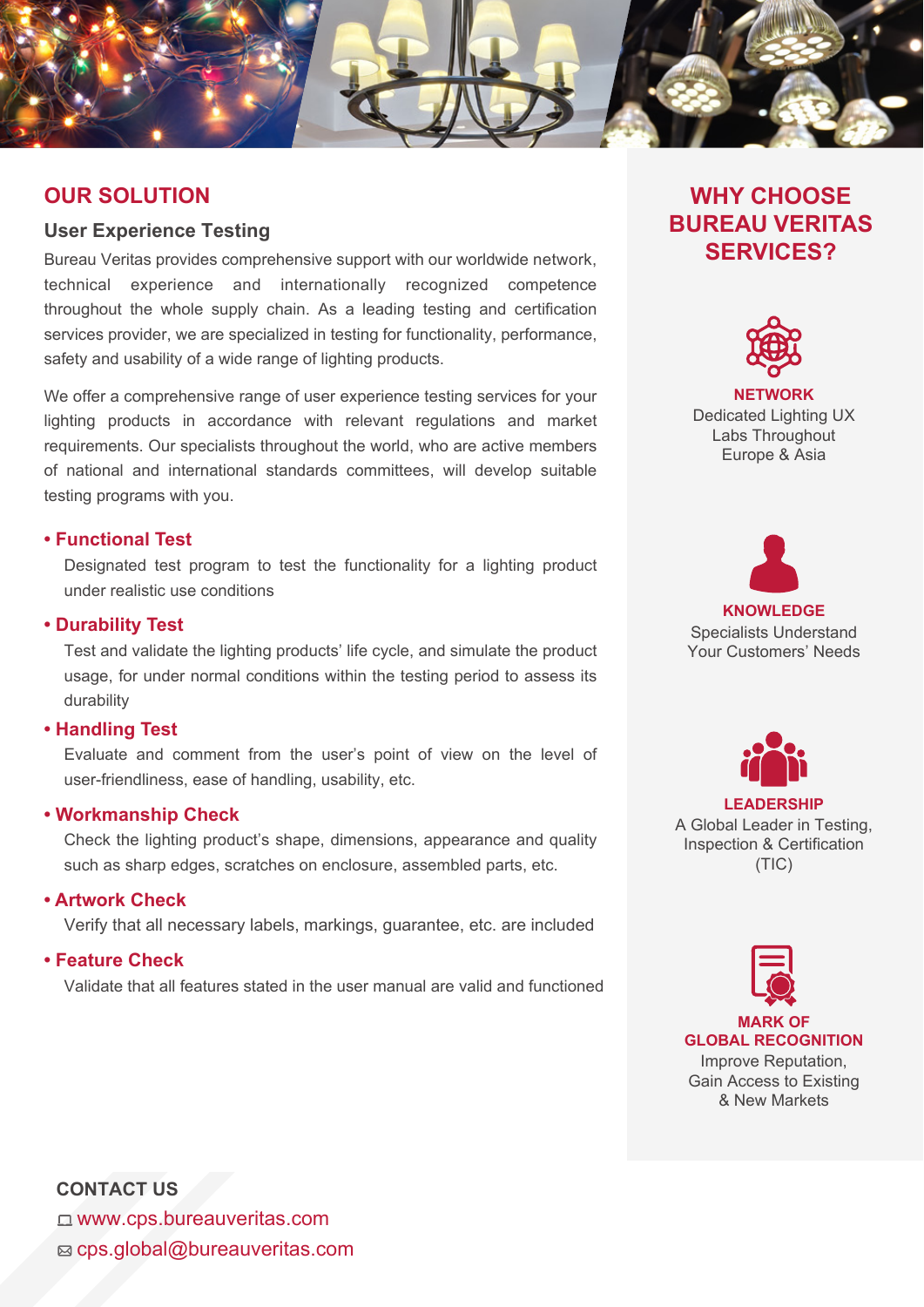## OUR SOLUTION

### User Experience Testing

Bureau Veritas provides comprehensive support with our worldwide network, technical experience and internationally recognized competence throughout the whole supply chain. As a leading testing and certification services provider, we are specialized in testing for functionality, performance, safety and usability of a wide range of lighting products.

We offer a comprehensive range of user experience testing services for your lighting products in accordance with relevant regulations and market requirements. Our specialists throughout the world, who are active members of national and international standards committees, will develop suitable testing programs with you.

- **Functional Test**
  Designated test program to test the functionality for a lighting product under realistic use conditions
- **Durability Test**
  Test and validate the lighting products' life cycle, and simulate the product usage, for under normal conditions within the testing period to assess its durability
- **Handling Test**
  Evaluate and comment from the user's point of view on the level of user-friendliness, ease of handling, usability, etc.
- **Workmanship Check**
  Check the lighting product's shape, dimensions, appearance and quality such as sharp edges, scratches on enclosure, assembled parts, etc.
- **Artwork Check**
  Verify that all necessary labels, markings, guarantee, etc. are included
- **Feature Check**
  Validate that all features stated in the user manual are valid and functioned

## WHY CHOOSE BUREAU VERITAS SERVICES?

**NETWORK**
Dedicated Lighting UX Labs Throughout Europe & Asia

**KNOWLEDGE**
Specialists Understand Your Customers' Needs

**LEADERSHIP**
A Global Leader in Testing, Inspection & Certification (TIC)

**MARK OF GLOBAL RECOGNITION**
Improve Reputation, Gain Access to Existing & New Markets

## CONTACT US

www.cps.bureauveritas.com
cps.global@bureauveritas.com